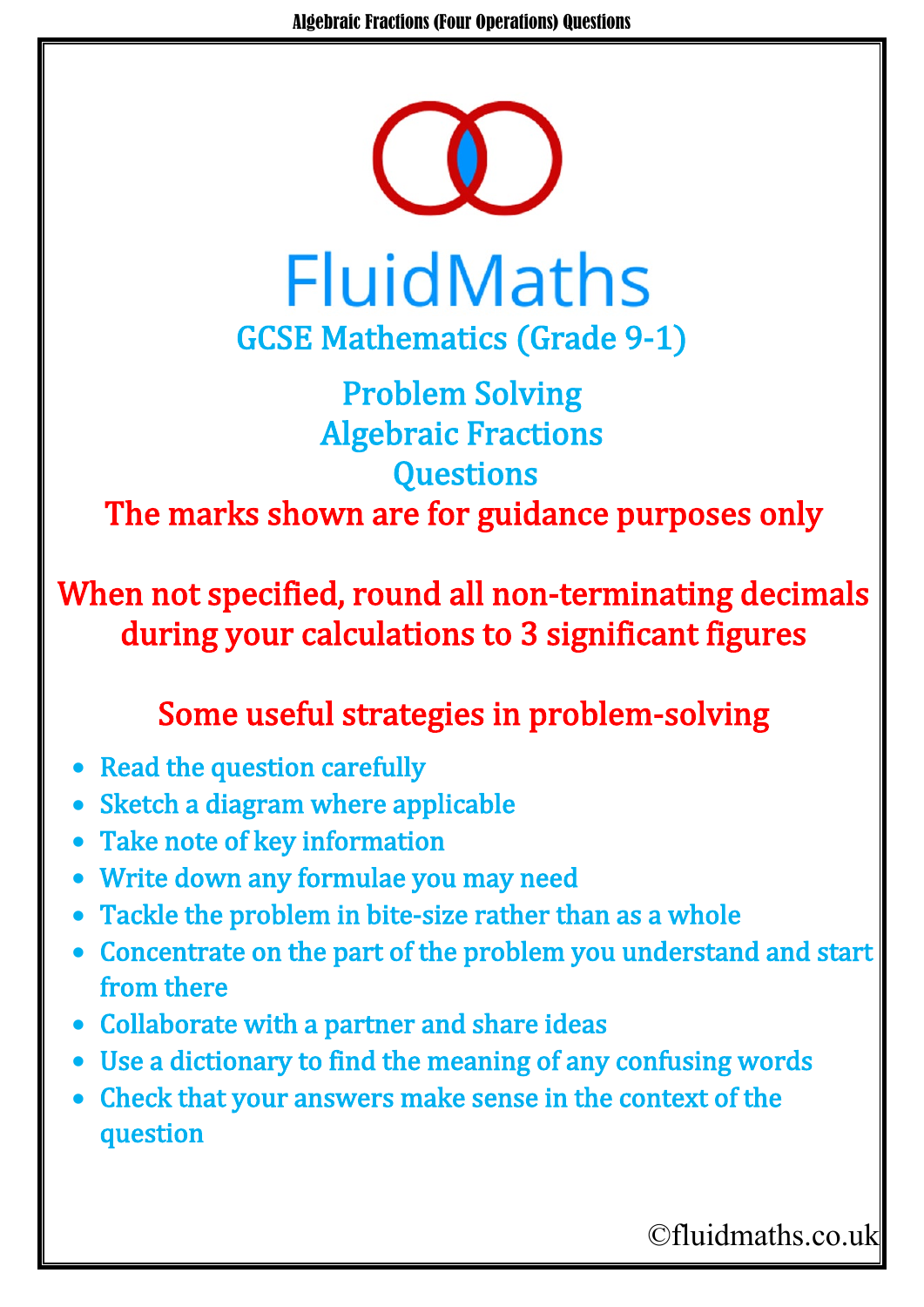# FluidMaths

## GCSE Mathematics (Grade 9-1)

## Problem Solving
## Algebraic Fractions
## Questions

**The marks shown are for guidance purposes only**

**When not specified, round all non-terminating decimals during your calculations to 3 significant figures**

### Some useful strategies in problem-solving

- Read the question carefully
- Sketch a diagram where applicable
- Take note of key information
- Write down any formulae you may need
- Tackle the problem in bite-size rather than as a whole
- Concentrate on the part of the problem you understand and start from there
- Collaborate with a partner and share ideas
- Use a dictionary to find the meaning of any confusing words
- Check that your answers make sense in the context of the question

©fluidmaths.co.uk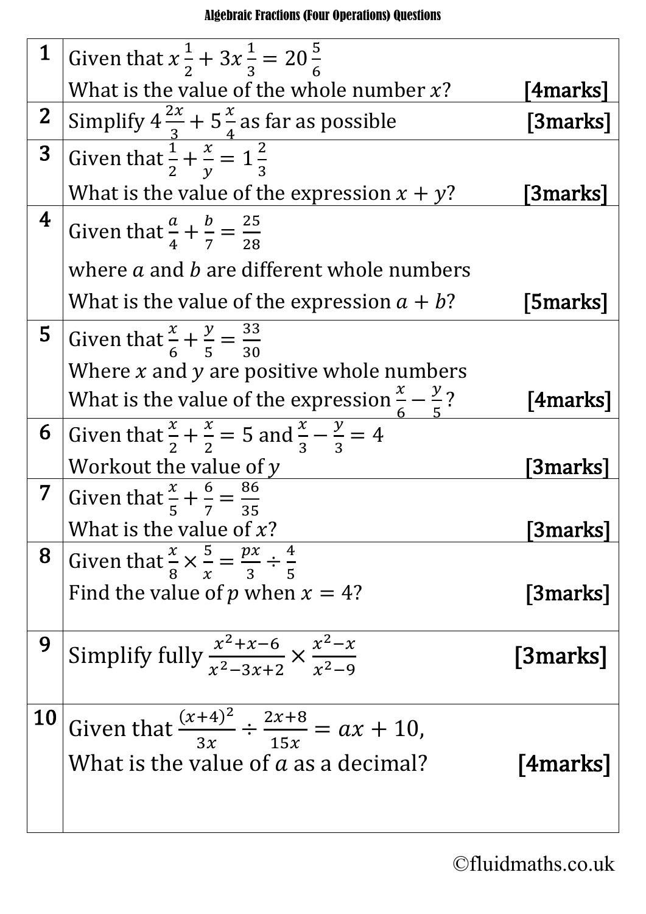# Algebraic Fractions (Four Operations) Questions

| | | |
|---|---|---|
| 1 | Given that $x\frac{1}{2} + 3x\frac{1}{3} = 20\frac{5}{6}$<br>What is the value of the whole number $x$? | [4marks] |
| 2 | Simplify $4\frac{2x}{3} + 5\frac{x}{4}$ as far as possible | [3marks] |
| 3 | Given that $\frac{1}{2} + \frac{x}{y} = 1\frac{2}{3}$<br>What is the value of the expression $x + y$? | [3marks] |
| 4 | Given that $\frac{a}{4} + \frac{b}{7} = \frac{25}{28}$<br>where $a$ and $b$ are different whole numbers<br>What is the value of the expression $a + b$? | [5marks] |
| 5 | Given that $\frac{x}{6} + \frac{y}{5} = \frac{33}{30}$<br>Where $x$ and $y$ are positive whole numbers<br>What is the value of the expression $\frac{x}{6} - \frac{y}{5}$? | [4marks] |
| 6 | Given that $\frac{x}{2} + \frac{x}{2} = 5$ and $\frac{x}{3} - \frac{y}{3} = 4$<br>Workout the value of $y$ | [3marks] |
| 7 | Given that $\frac{x}{5} + \frac{6}{7} = \frac{86}{35}$<br>What is the value of $x$? | [3marks] |
| 8 | Given that $\frac{x}{8} \times \frac{5}{x} = \frac{px}{3} \div \frac{4}{5}$<br>Find the value of $p$ when $x = 4$? | [3marks] |
| 9 | Simplify fully $\frac{x^2+x-6}{x^2-3x+2} \times \frac{x^2-x}{x^2-9}$ | [3marks] |
| 10 | Given that $\frac{(x+4)^2}{3x} \div \frac{2x+8}{15x} = ax + 10$,<br>What is the value of $a$ as a decimal? | [4marks] |

©fluidmaths.co.uk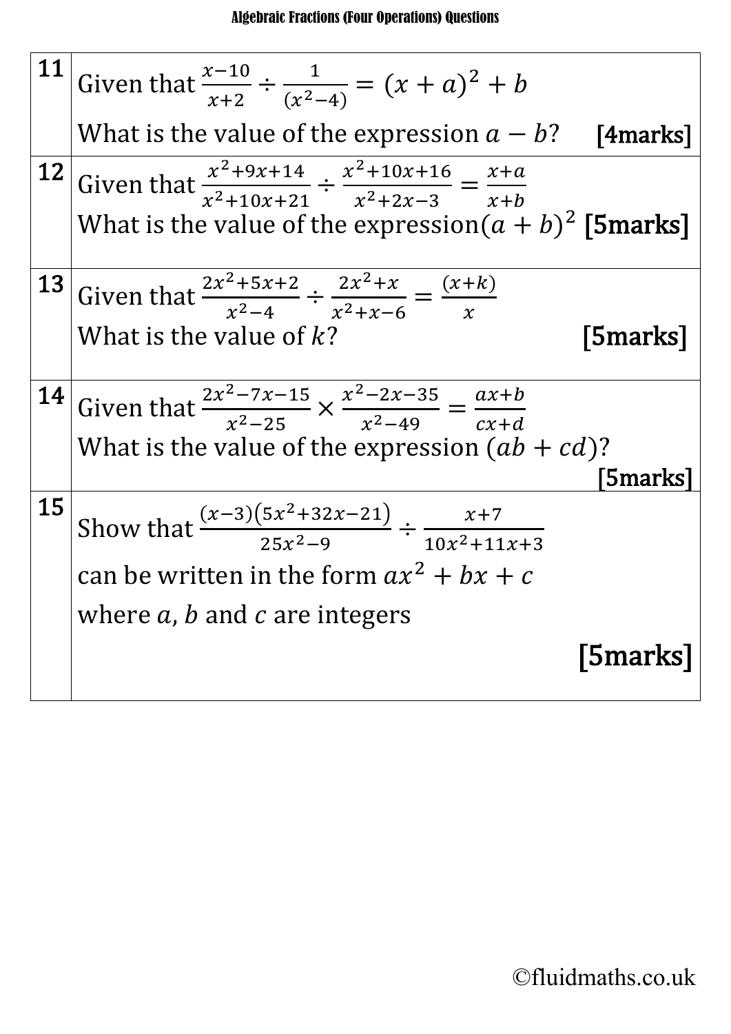| | |
|---|---|
| 11 | Given that $\frac{x-10}{x+2} \div \frac{1}{(x^2-4)} = (x+a)^2 + b$<br>What is the value of the expression $a - b$? **[4marks]** |
| 12 | Given that $\frac{x^2+9x+14}{x^2+10x+21} \div \frac{x^2+10x+16}{x^2+2x-3} = \frac{x+a}{x+b}$<br>What is the value of the expression$(a+b)^2$ **[5marks]** |
| 13 | Given that $\frac{2x^2+5x+2}{x^2-4} \div \frac{2x^2+x}{x^2+x-6} = \frac{(x+k)}{x}$<br>What is the value of $k$? **[5marks]** |
| 14 | Given that $\frac{2x^2-7x-15}{x^2-25} \times \frac{x^2-2x-35}{x^2-49} = \frac{ax+b}{cx+d}$<br>What is the value of the expression $(ab+cd)$? **[5marks]** |
| 15 | Show that $\frac{(x-3)(5x^2+32x-21)}{25x^2-9} \div \frac{x+7}{10x^2+11x+3}$<br>can be written in the form $ax^2 + bx + c$<br>where $a$, $b$ and $c$ are integers<br>**[5marks]** |

©fluidmaths.co.uk